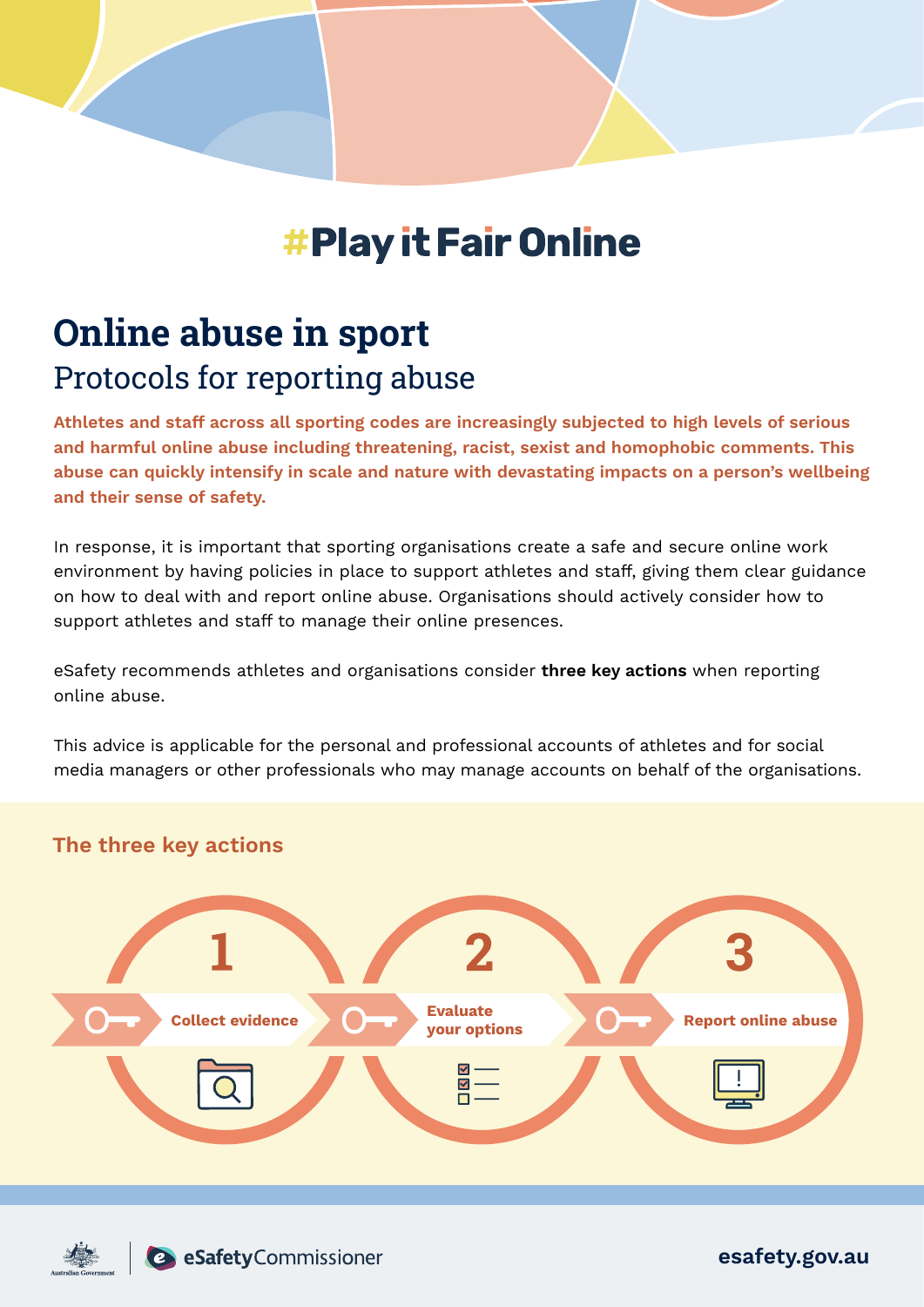# #Play it Fair Online

## Online abuse in sport

### Protocols for reporting abuse

**Athletes and staff across all sporting codes are increasingly subjected to high levels of serious and harmful online abuse including threatening, racist, sexist and homophobic comments. This abuse can quickly intensify in scale and nature with devastating impacts on a person's wellbeing and their sense of safety.**

In response, it is important that sporting organisations create a safe and secure online work environment by having policies in place to support athletes and staff, giving them clear guidance on how to deal with and report online abuse. Organisations should actively consider how to support athletes and staff to manage their online presences.

eSafety recommends athletes and organisations consider **three key actions** when reporting online abuse.

This advice is applicable for the personal and professional accounts of athletes and for social media managers or other professionals who may manage accounts on behalf of the organisations.

### The three key actions

1. Collect evidence
2. Evaluate your options
3. Report online abuse

eSafetyCommissioner

esafety.gov.au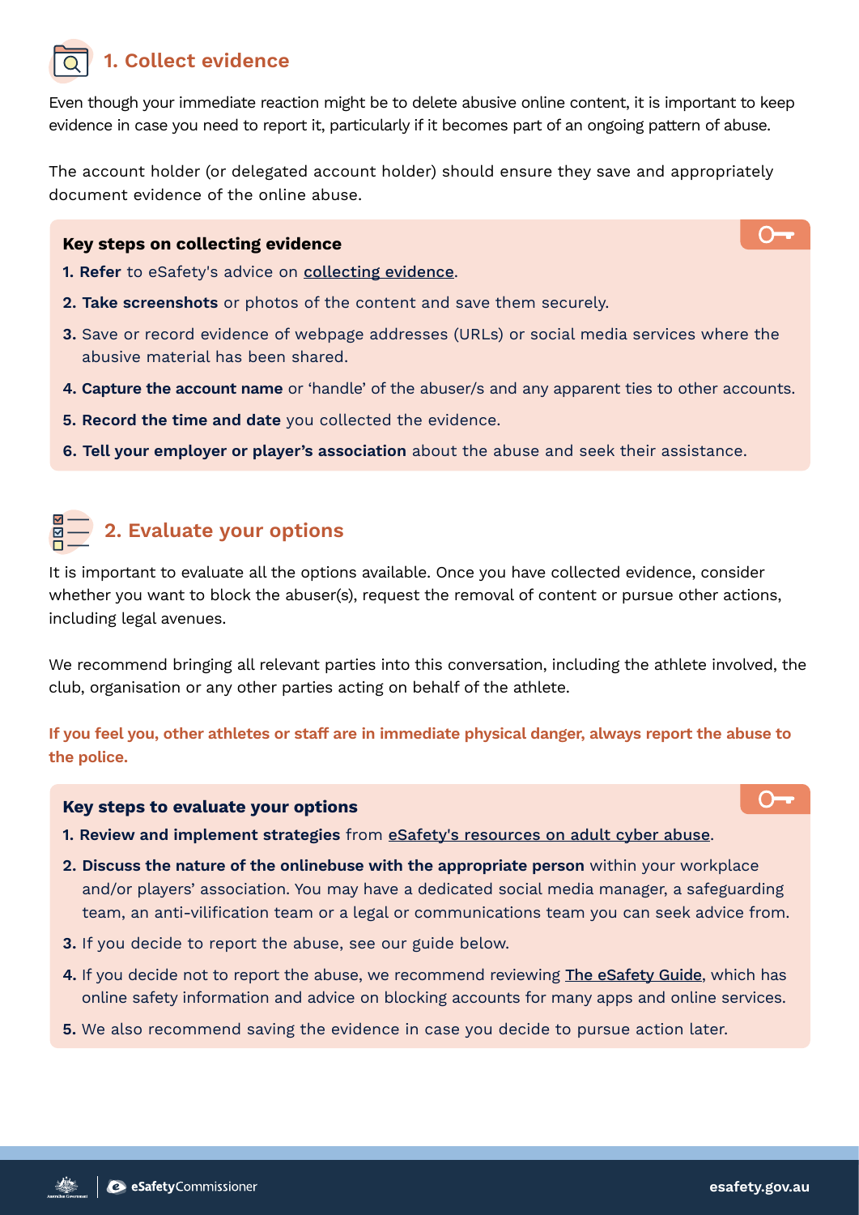## 1. Collect evidence

Even though your immediate reaction might be to delete abusive online content, it is important to keep evidence in case you need to report it, particularly if it becomes part of an ongoing pattern of abuse.

The account holder (or delegated account holder) should ensure they save and appropriately document evidence of the online abuse.

### Key steps on collecting evidence

1. **Refer** to eSafety's advice on collecting evidence.
2. **Take screenshots** or photos of the content and save them securely.
3. Save or record evidence of webpage addresses (URLs) or social media services where the abusive material has been shared.
4. **Capture the account name** or 'handle' of the abuser/s and any apparent ties to other accounts.
5. **Record the time and date** you collected the evidence.
6. **Tell your employer or player's association** about the abuse and seek their assistance.

## 2. Evaluate your options

It is important to evaluate all the options available. Once you have collected evidence, consider whether you want to block the abuser(s), request the removal of content or pursue other actions, including legal avenues.

We recommend bringing all relevant parties into this conversation, including the athlete involved, the club, organisation or any other parties acting on behalf of the athlete.

**If you feel you, other athletes or staff are in immediate physical danger, always report the abuse to the police.**

### Key steps to evaluate your options

1. **Review and implement strategies** from eSafety's resources on adult cyber abuse.
2. **Discuss the nature of the onlinebuse with the appropriate person** within your workplace and/or players' association. You may have a dedicated social media manager, a safeguarding team, an anti-vilification team or a legal or communications team you can seek advice from.
3. If you decide to report the abuse, see our guide below.
4. If you decide not to report the abuse, we recommend reviewing The eSafety Guide, which has online safety information and advice on blocking accounts for many apps and online services.
5. We also recommend saving the evidence in case you decide to pursue action later.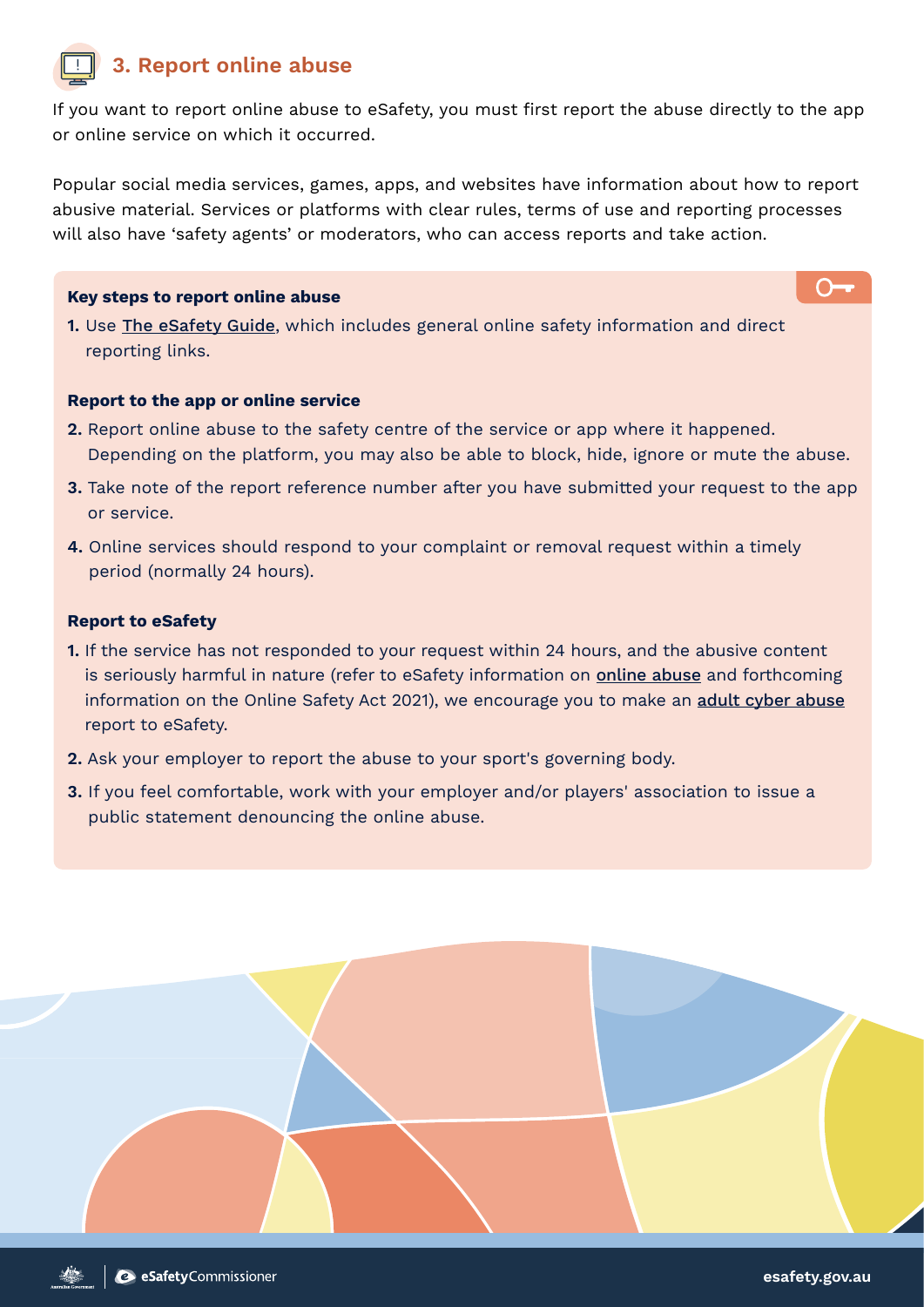## 3. Report online abuse

If you want to report online abuse to eSafety, you must first report the abuse directly to the app or online service on which it occurred.

Popular social media services, games, apps, and websites have information about how to report abusive material. Services or platforms with clear rules, terms of use and reporting processes will also have 'safety agents' or moderators, who can access reports and take action.

**Key steps to report online abuse**

1. Use The eSafety Guide, which includes general online safety information and direct reporting links.

**Report to the app or online service**

2. Report online abuse to the safety centre of the service or app where it happened. Depending on the platform, you may also be able to block, hide, ignore or mute the abuse.
3. Take note of the report reference number after you have submitted your request to the app or service.
4. Online services should respond to your complaint or removal request within a timely period (normally 24 hours).

**Report to eSafety**

1. If the service has not responded to your request within 24 hours, and the abusive content is seriously harmful in nature (refer to eSafety information on online abuse and forthcoming information on the Online Safety Act 2021), we encourage you to make an adult cyber abuse report to eSafety.
2. Ask your employer to report the abuse to your sport's governing body.
3. If you feel comfortable, work with your employer and/or players' association to issue a public statement denouncing the online abuse.